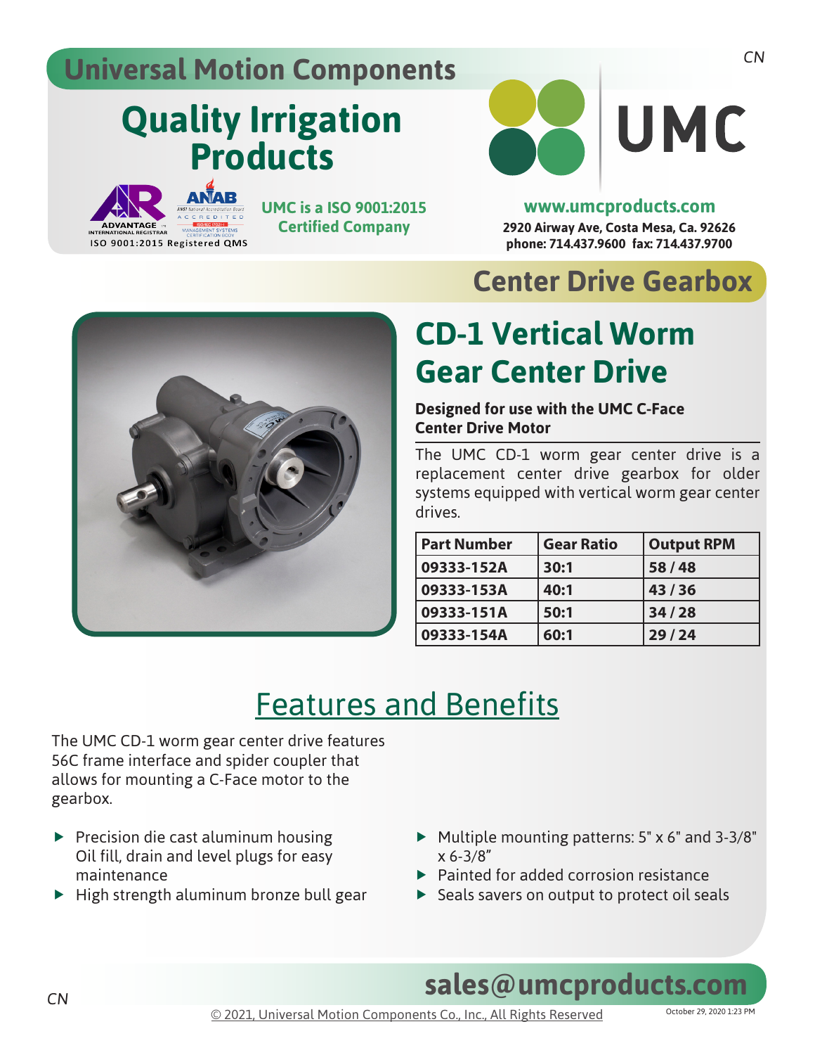# Universal Motion Components

## Quality Irrigation Products

ISO 9001:2015 Registered QMS

UMC is a ISO 9001:2015 Certified Company

UMC

www.umcproducts.com

2920 Airway Ave, Costa Mesa, Ca. 92626
phone: 714.437.9600 fax: 714.437.9700

## Center Drive Gearbox

# CD-1 Vertical Worm Gear Center Drive

**Designed for use with the UMC C-Face Center Drive Motor**

The UMC CD-1 worm gear center drive is a replacement center drive gearbox for older systems equipped with vertical worm gear center drives.

| Part Number | Gear Ratio | Output RPM |
|---|---|---|
| 09333-152A | 30:1 | 58 / 48 |
| 09333-153A | 40:1 | 43 / 36 |
| 09333-151A | 50:1 | 34 / 28 |
| 09333-154A | 60:1 | 29 / 24 |

## Features and Benefits

The UMC CD-1 worm gear center drive features 56C frame interface and spider coupler that allows for mounting a C-Face motor to the gearbox.

- Precision die cast aluminum housing Oil fill, drain and level plugs for easy maintenance
- High strength aluminum bronze bull gear
- Multiple mounting patterns: 5" x 6" and 3-3/8" x 6-3/8”
- Painted for added corrosion resistance
- Seals savers on output to protect oil seals

**sales@umcproducts.com**

© 2021, Universal Motion Components Co., Inc., All Rights Reserved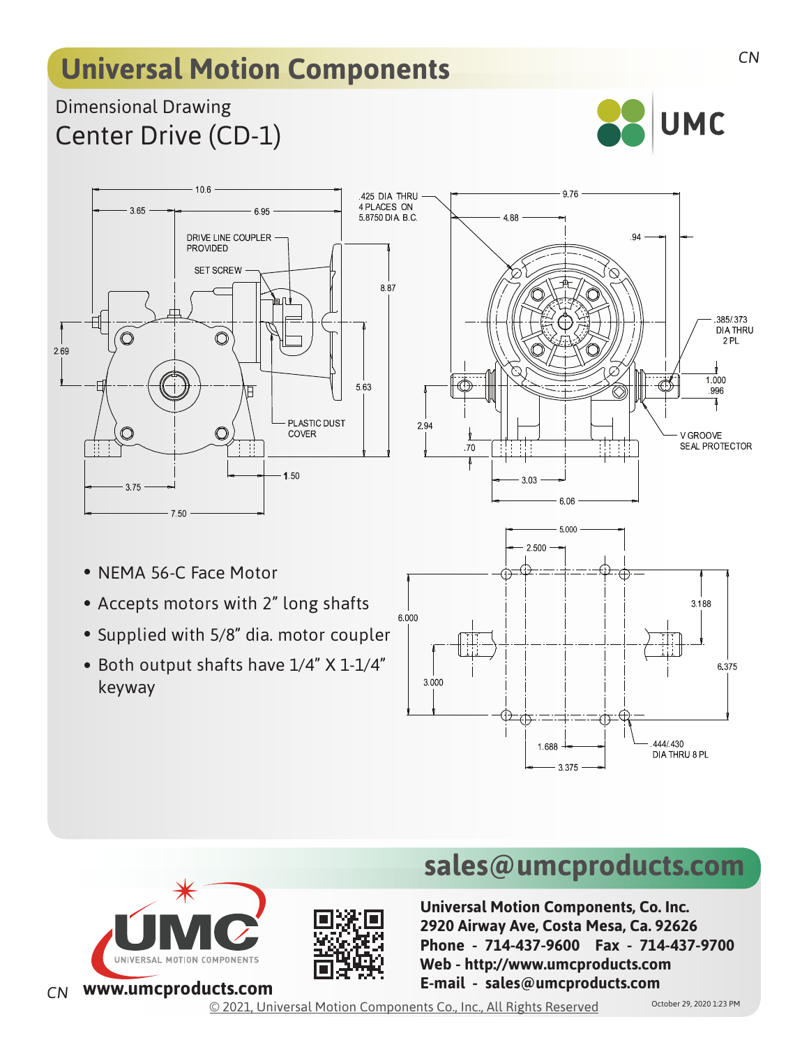# Universal Motion Components

## Dimensional Drawing
## Center Drive (CD-1)

10.6
3.65
6.95
DRIVE LINE COUPLER PROVIDED
SET SCREW
8.87
2.69
5.63
PLASTIC DUST COVER
1.50
3.75
7.50

.425 DIA THRU 4 PLACES ON 5.8750 DIA B.C.
9.76
4.88
.94
.385/.373 DIA THRU 2 PL
1.000 .996
2.94
.70
V GROOVE SEAL PROTECTOR
3.03
6.06

5.000
2.500
6.000
3.188
6.375
3.000
1.688
3.375
.444/.430 DIA THRU 8 PL

- NEMA 56-C Face Motor
- Accepts motors with 2" long shafts
- Supplied with 5/8" dia. motor coupler
- Both output shafts have 1/4" X 1-1/4" keyway

**sales@umcproducts.com**

UNIVERSAL MOTION COMPONENTS

**www.umcproducts.com**

**Universal Motion Components, Co. Inc.**
**2920 Airway Ave, Costa Mesa, Ca. 92626**
**Phone - 714-437-9600 Fax - 714-437-9700**
**Web - http://www.umcproducts.com**
**E-mail - sales@umcproducts.com**

© 2021, Universal Motion Components Co., Inc., All Rights Reserved

October 29, 2020 1:23 PM